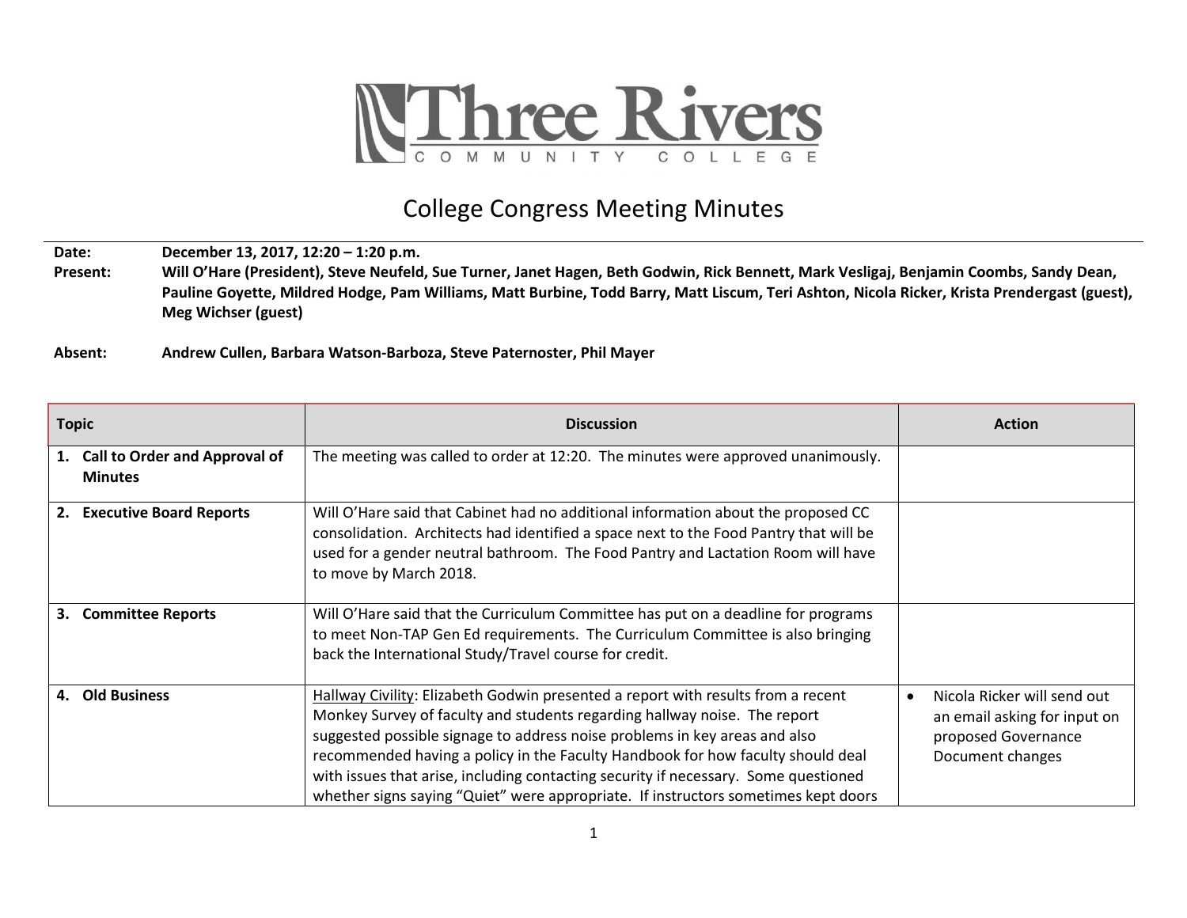Three Rivers COMMUNITY COLLEGE

# College Congress Meeting Minutes

**Date:** **December 13, 2017, 12:20 – 1:20 p.m.**

**Present:** **Will O'Hare (President), Steve Neufeld, Sue Turner, Janet Hagen, Beth Godwin, Rick Bennett, Mark Vesligaj, Benjamin Coombs, Sandy Dean, Pauline Goyette, Mildred Hodge, Pam Williams, Matt Burbine, Todd Barry, Matt Liscum, Teri Ashton, Nicola Ricker, Krista Prendergast (guest), Meg Wichser (guest)**

**Absent:** **Andrew Cullen, Barbara Watson-Barboza, Steve Paternoster, Phil Mayer**

| Topic | Discussion | Action |
|---|---|---|
| **1. Call to Order and Approval of Minutes** | The meeting was called to order at 12:20. The minutes were approved unanimously. | |
| **2. Executive Board Reports** | Will O'Hare said that Cabinet had no additional information about the proposed CC consolidation. Architects had identified a space next to the Food Pantry that will be used for a gender neutral bathroom. The Food Pantry and Lactation Room will have to move by March 2018. | |
| **3. Committee Reports** | Will O'Hare said that the Curriculum Committee has put on a deadline for programs to meet Non-TAP Gen Ed requirements. The Curriculum Committee is also bringing back the International Study/Travel course for credit. | |
| **4. Old Business** | <u>Hallway Civility</u>: Elizabeth Godwin presented a report with results from a recent Monkey Survey of faculty and students regarding hallway noise. The report suggested possible signage to address noise problems in key areas and also recommended having a policy in the Faculty Handbook for how faculty should deal with issues that arise, including contacting security if necessary. Some questioned whether signs saying "Quiet" were appropriate. If instructors sometimes kept doors | • Nicola Ricker will send out an email asking for input on proposed Governance Document changes |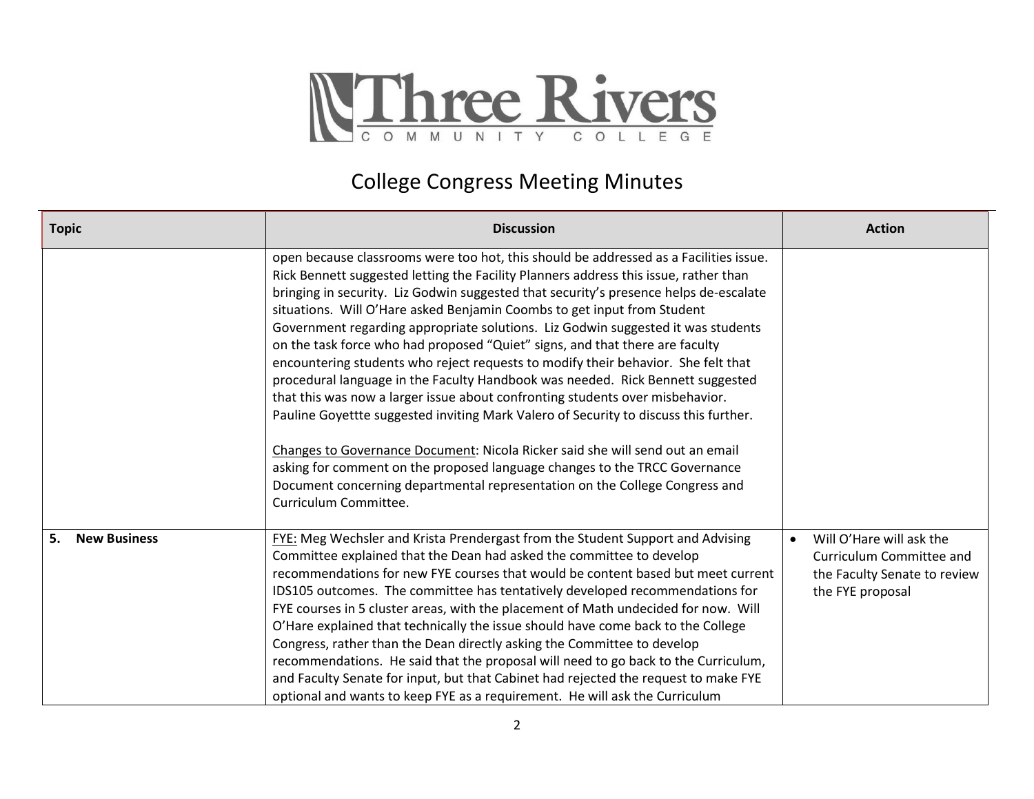# College Congress Meeting Minutes

| Topic | Discussion | Action |
|---|---|---|
| | open because classrooms were too hot, this should be addressed as a Facilities issue. Rick Bennett suggested letting the Facility Planners address this issue, rather than bringing in security. Liz Godwin suggested that security's presence helps de-escalate situations. Will O'Hare asked Benjamin Coombs to get input from Student Government regarding appropriate solutions. Liz Godwin suggested it was students on the task force who had proposed "Quiet" signs, and that there are faculty encountering students who reject requests to modify their behavior. She felt that procedural language in the Faculty Handbook was needed. Rick Bennett suggested that this was now a larger issue about confronting students over misbehavior. Pauline Goyettte suggested inviting Mark Valero of Security to discuss this further.<br><br>Changes to Governance Document: Nicola Ricker said she will send out an email asking for comment on the proposed language changes to the TRCC Governance Document concerning departmental representation on the College Congress and Curriculum Committee. | |
| **5. New Business** | FYE: Meg Wechsler and Krista Prendergast from the Student Support and Advising Committee explained that the Dean had asked the committee to develop recommendations for new FYE courses that would be content based but meet current IDS105 outcomes. The committee has tentatively developed recommendations for FYE courses in 5 cluster areas, with the placement of Math undecided for now. Will O'Hare explained that technically the issue should have come back to the College Congress, rather than the Dean directly asking the Committee to develop recommendations. He said that the proposal will need to go back to the Curriculum, and Faculty Senate for input, but that Cabinet had rejected the request to make FYE optional and wants to keep FYE as a requirement. He will ask the Curriculum | • Will O'Hare will ask the Curriculum Committee and the Faculty Senate to review the FYE proposal |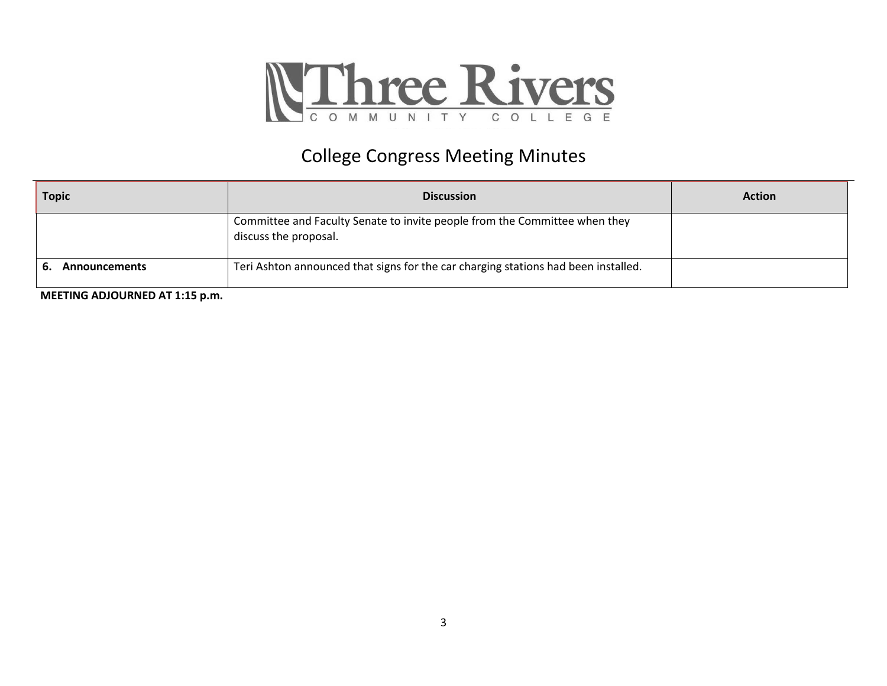# College Congress Meeting Minutes

| Topic | Discussion | Action |
|---|---|---|
| | Committee and Faculty Senate to invite people from the Committee when they discuss the proposal. | |
| **6. Announcements** | Teri Ashton announced that signs for the car charging stations had been installed. | |

**MEETING ADJOURNED AT 1:15 p.m.**